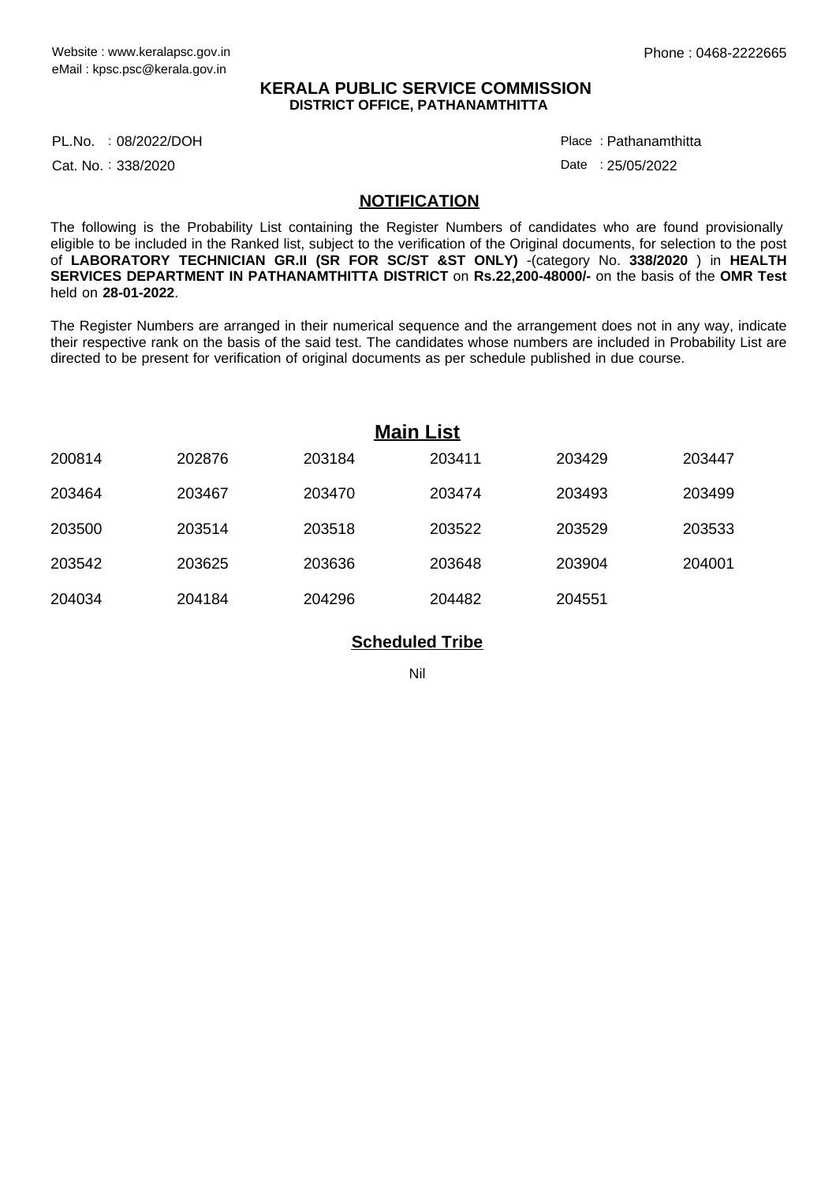Website : www.keralapsc.gov.in
eMail : kpsc.psc@kerala.gov.in

Phone : 0468-2222665

**KERALA PUBLIC SERVICE COMMISSION**
**DISTRICT OFFICE, PATHANAMTHITTA**

PL.No. : 08/2022/DOH
Cat. No. : 338/2020

Place : Pathanamthitta
Date : 25/05/2022

## NOTIFICATION

The following is the Probability List containing the Register Numbers of candidates who are found provisionally eligible to be included in the Ranked list, subject to the verification of the Original documents, for selection to the post of **LABORATORY TECHNICIAN GR.II (SR FOR SC/ST &ST ONLY)** -(category No. **338/2020** ) in **HEALTH SERVICES DEPARTMENT IN PATHANAMTHITTA DISTRICT** on **Rs.22,200-48000/-** on the basis of the **OMR Test** held on **28-01-2022**.

The Register Numbers are arranged in their numerical sequence and the arrangement does not in any way, indicate their respective rank on the basis of the said test. The candidates whose numbers are included in Probability List are directed to be present for verification of original documents as per schedule published in due course.

## Main List

| | | | | | |
|---|---|---|---|---|---|
| 200814 | 202876 | 203184 | 203411 | 203429 | 203447 |
| 203464 | 203467 | 203470 | 203474 | 203493 | 203499 |
| 203500 | 203514 | 203518 | 203522 | 203529 | 203533 |
| 203542 | 203625 | 203636 | 203648 | 203904 | 204001 |
| 204034 | 204184 | 204296 | 204482 | 204551 | |

## Scheduled Tribe

Nil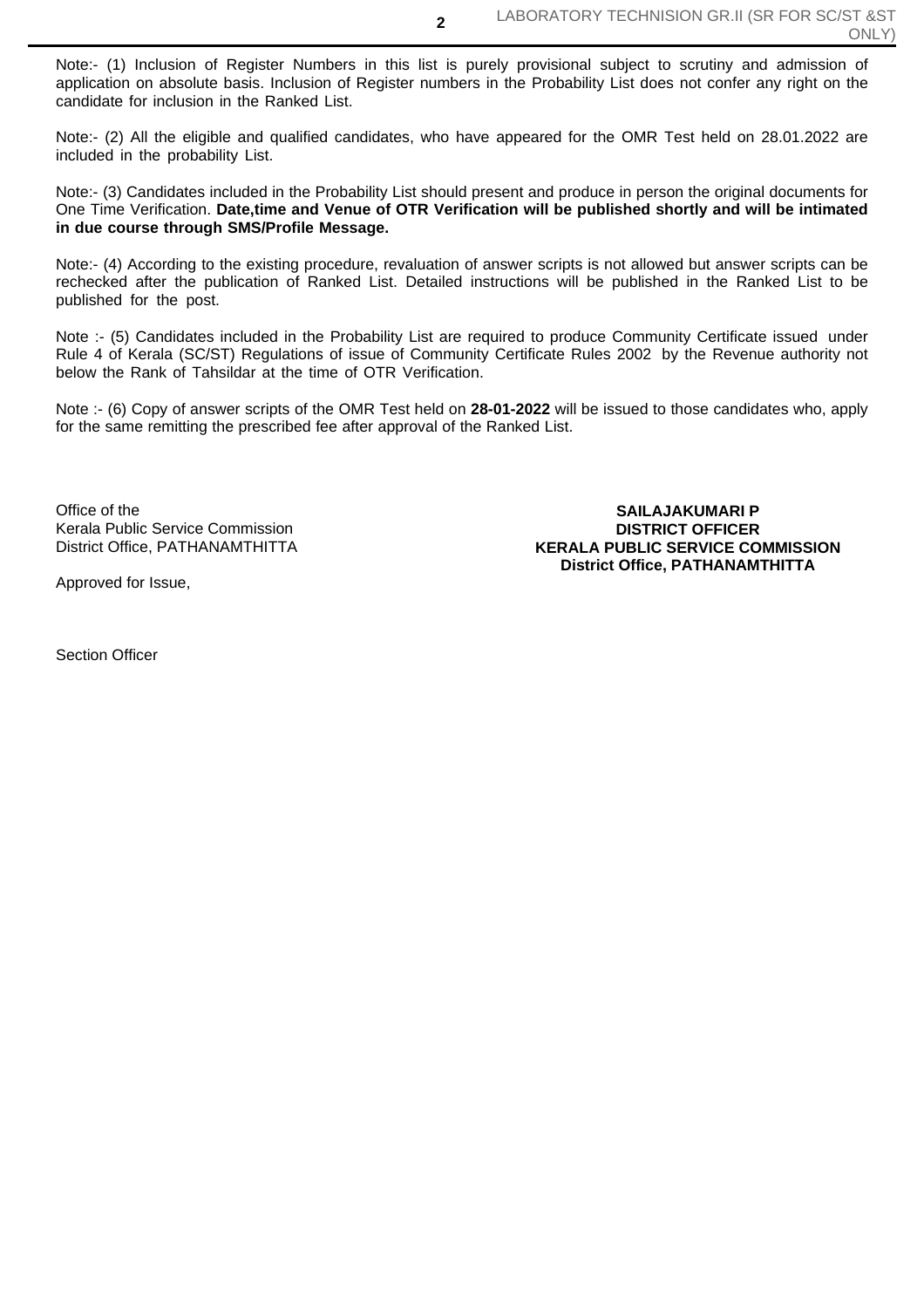Note:- (1) Inclusion of Register Numbers in this list is purely provisional subject to scrutiny and admission of application on absolute basis. Inclusion of Register numbers in the Probability List does not confer any right on the candidate for inclusion in the Ranked List.

Note:- (2) All the eligible and qualified candidates, who have appeared for the OMR Test held on 28.01.2022 are included in the probability List.

Note:- (3) Candidates included in the Probability List should present and produce in person the original documents for One Time Verification. **Date,time and Venue of OTR Verification will be published shortly and will be intimated in due course through SMS/Profile Message.**

Note:- (4) According to the existing procedure, revaluation of answer scripts is not allowed but answer scripts can be rechecked after the publication of Ranked List. Detailed instructions will be published in the Ranked List to be published for the post.

Note :- (5) Candidates included in the Probability List are required to produce Community Certificate issued under Rule 4 of Kerala (SC/ST) Regulations of issue of Community Certificate Rules 2002 by the Revenue authority not below the Rank of Tahsildar at the time of OTR Verification.

Note :- (6) Copy of answer scripts of the OMR Test held on **28-01-2022** will be issued to those candidates who, apply for the same remitting the prescribed fee after approval of the Ranked List.

Office of the
Kerala Public Service Commission
District Office, PATHANAMTHITTA

**SAILAJAKUMARI P**
**DISTRICT OFFICER**
**KERALA PUBLIC SERVICE COMMISSION**
**District Office, PATHANAMTHITTA**

Approved for Issue,

Section Officer